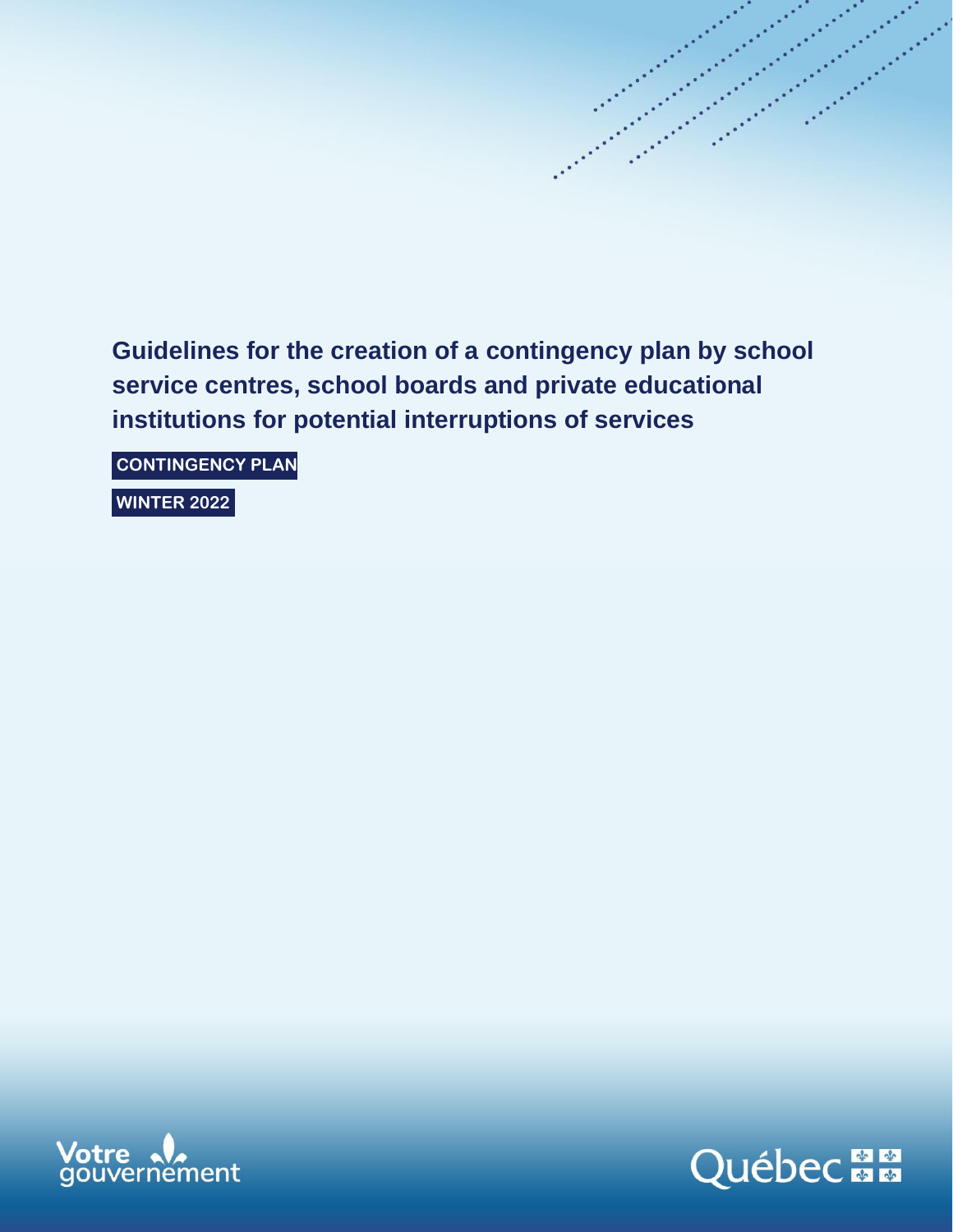# Guidelines for the creation of a contingency plan by school service centres, school boards and private educational institutions for potential interruptions of services

**CONTINGENCY PLAN**

**WINTER 2022**

Votre gouvernement

Québec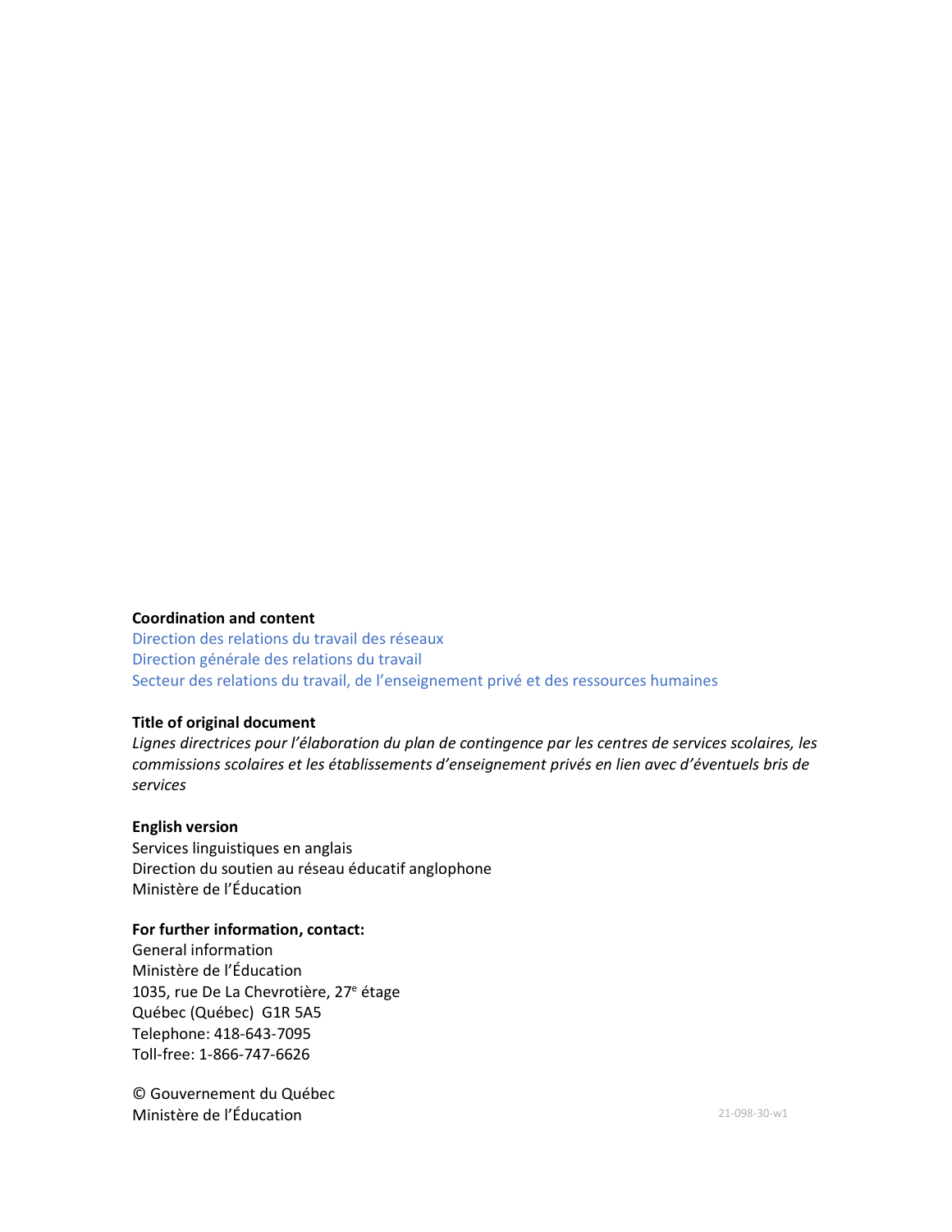**Coordination and content**
Direction des relations du travail des réseaux
Direction générale des relations du travail
Secteur des relations du travail, de l'enseignement privé et des ressources humaines

**Title of original document**
*Lignes directrices pour l'élaboration du plan de contingence par les centres de services scolaires, les commissions scolaires et les établissements d'enseignement privés en lien avec d'éventuels bris de services*

**English version**
Services linguistiques en anglais
Direction du soutien au réseau éducatif anglophone
Ministère de l'Éducation

**For further information, contact:**
General information
Ministère de l'Éducation
1035, rue De La Chevrotière, 27e étage
Québec (Québec) G1R 5A5
Telephone: 418-643-7095
Toll-free: 1-866-747-6626

© Gouvernement du Québec
Ministère de l'Éducation

21-098-30-w1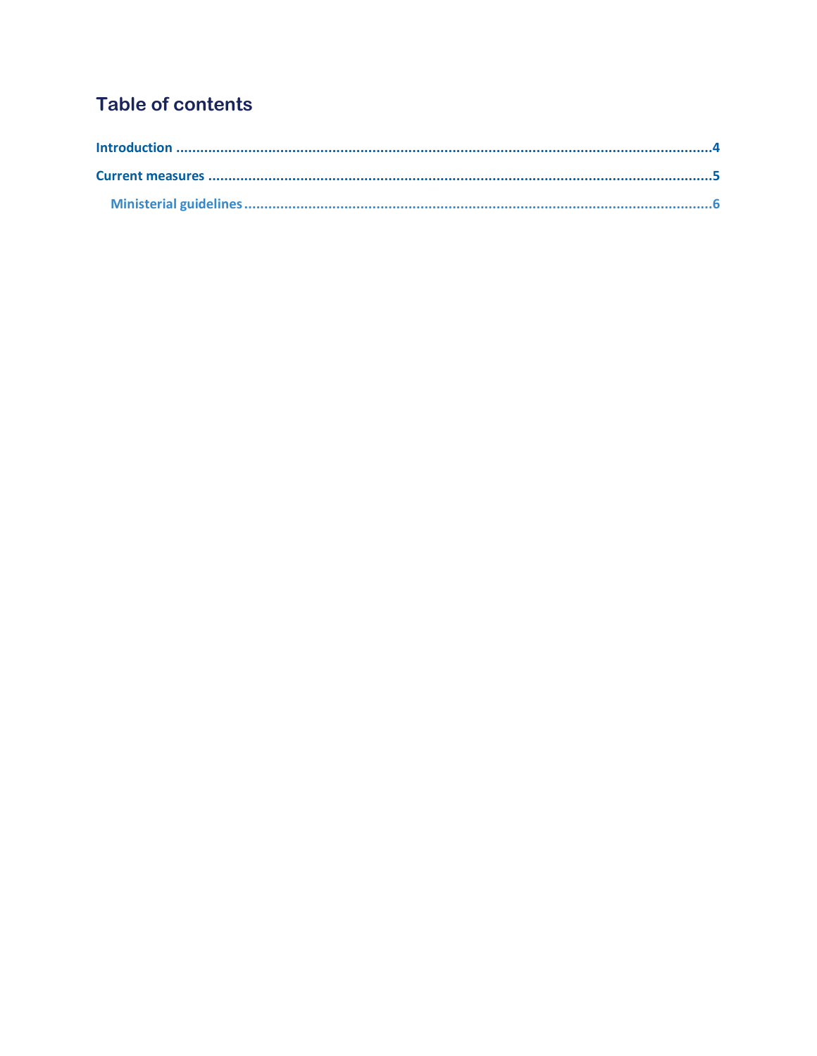## Table of contents

**Introduction** ..................................................................................................................................4

**Current measures** ...........................................................................................................................5

  **Ministerial guidelines** ...................................................................................................................6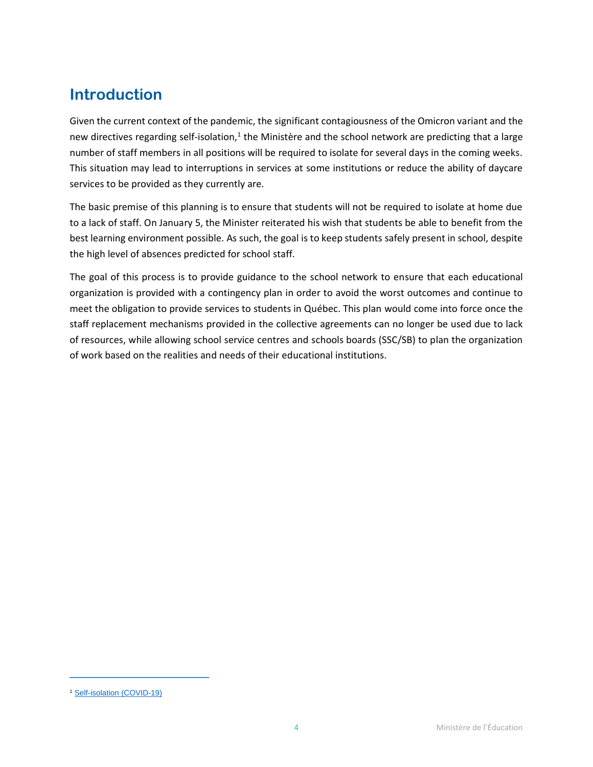# Introduction

Given the current context of the pandemic, the significant contagiousness of the Omicron variant and the new directives regarding self-isolation,[1] the Ministère and the school network are predicting that a large number of staff members in all positions will be required to isolate for several days in the coming weeks. This situation may lead to interruptions in services at some institutions or reduce the ability of daycare services to be provided as they currently are.

The basic premise of this planning is to ensure that students will not be required to isolate at home due to a lack of staff. On January 5, the Minister reiterated his wish that students be able to benefit from the best learning environment possible. As such, the goal is to keep students safely present in school, despite the high level of absences predicted for school staff.

The goal of this process is to provide guidance to the school network to ensure that each educational organization is provided with a contingency plan in order to avoid the worst outcomes and continue to meet the obligation to provide services to students in Québec. This plan would come into force once the staff replacement mechanisms provided in the collective agreements can no longer be used due to lack of resources, while allowing school service centres and schools boards (SSC/SB) to plan the organization of work based on the realities and needs of their educational institutions.

[1] Self-isolation (COVID-19)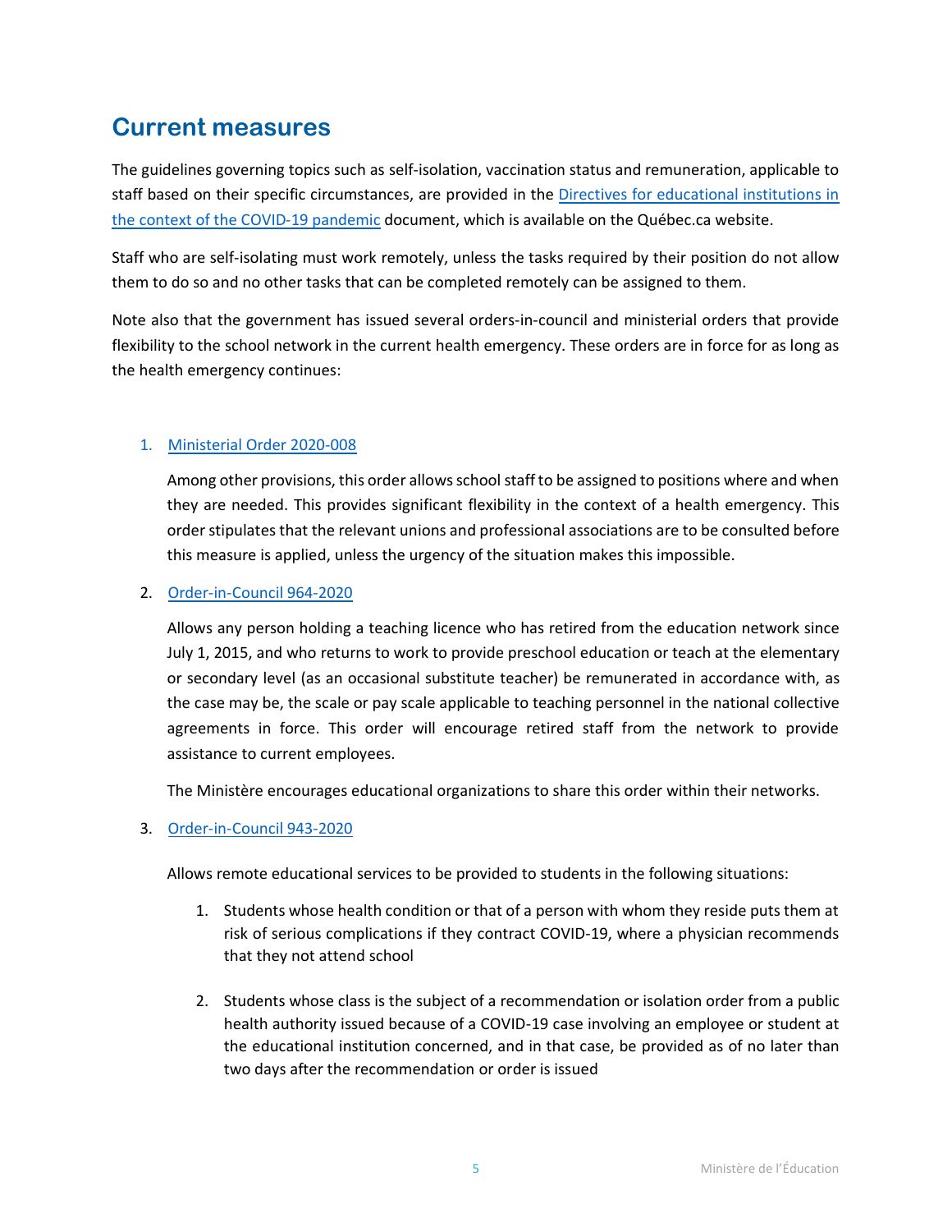## Current measures

The guidelines governing topics such as self-isolation, vaccination status and remuneration, applicable to staff based on their specific circumstances, are provided in the [Directives for educational institutions in the context of the COVID-19 pandemic]() document, which is available on the Québec.ca website.

Staff who are self-isolating must work remotely, unless the tasks required by their position do not allow them to do so and no other tasks that can be completed remotely can be assigned to them.

Note also that the government has issued several orders-in-council and ministerial orders that provide flexibility to the school network in the current health emergency. These orders are in force for as long as the health emergency continues:

1. [Ministerial Order 2020-008]()

   Among other provisions, this order allows school staff to be assigned to positions where and when they are needed. This provides significant flexibility in the context of a health emergency. This order stipulates that the relevant unions and professional associations are to be consulted before this measure is applied, unless the urgency of the situation makes this impossible.

2. [Order-in-Council 964-2020]()

   Allows any person holding a teaching licence who has retired from the education network since July 1, 2015, and who returns to work to provide preschool education or teach at the elementary or secondary level (as an occasional substitute teacher) be remunerated in accordance with, as the case may be, the scale or pay scale applicable to teaching personnel in the national collective agreements in force. This order will encourage retired staff from the network to provide assistance to current employees.

   The Ministère encourages educational organizations to share this order within their networks.

3. [Order-in-Council 943-2020]()

   Allows remote educational services to be provided to students in the following situations:

   1. Students whose health condition or that of a person with whom they reside puts them at risk of serious complications if they contract COVID-19, where a physician recommends that they not attend school

   2. Students whose class is the subject of a recommendation or isolation order from a public health authority issued because of a COVID-19 case involving an employee or student at the educational institution concerned, and in that case, be provided as of no later than two days after the recommendation or order is issued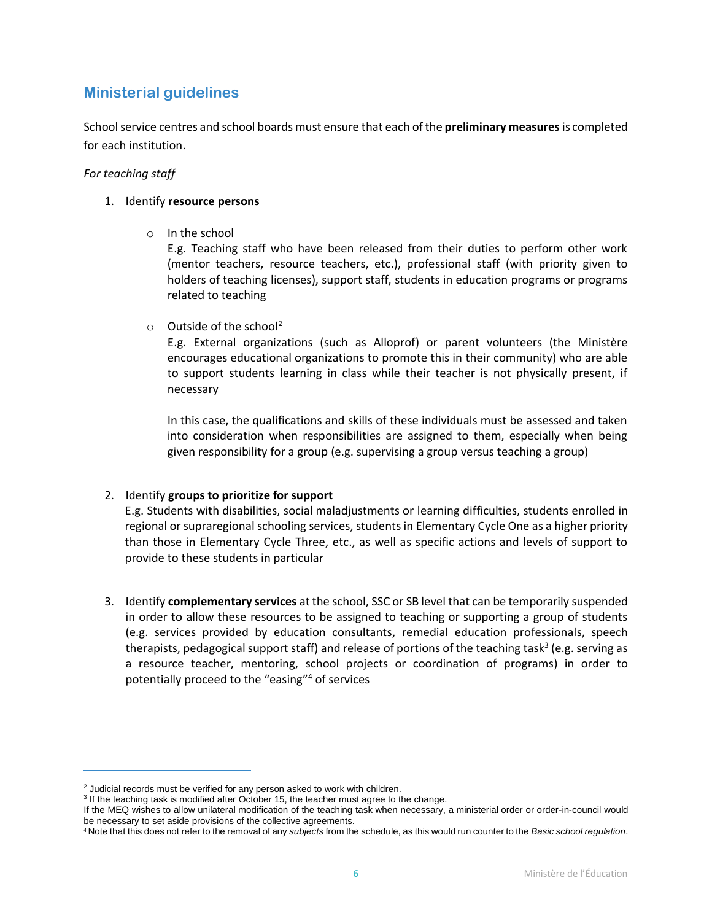## Ministerial guidelines

School service centres and school boards must ensure that each of the **preliminary measures** is completed for each institution.

*For teaching staff*

1. Identify **resource persons**

   - In the school
     E.g. Teaching staff who have been released from their duties to perform other work (mentor teachers, resource teachers, etc.), professional staff (with priority given to holders of teaching licenses), support staff, students in education programs or programs related to teaching

   - Outside of the school[2]
     E.g. External organizations (such as Alloprof) or parent volunteers (the Ministère encourages educational organizations to promote this in their community) who are able to support students learning in class while their teacher is not physically present, if necessary

     In this case, the qualifications and skills of these individuals must be assessed and taken into consideration when responsibilities are assigned to them, especially when being given responsibility for a group (e.g. supervising a group versus teaching a group)

2. Identify **groups to prioritize for support**
   E.g. Students with disabilities, social maladjustments or learning difficulties, students enrolled in regional or supraregional schooling services, students in Elementary Cycle One as a higher priority than those in Elementary Cycle Three, etc., as well as specific actions and levels of support to provide to these students in particular

3. Identify **complementary services** at the school, SSC or SB level that can be temporarily suspended in order to allow these resources to be assigned to teaching or supporting a group of students (e.g. services provided by education consultants, remedial education professionals, speech therapists, pedagogical support staff) and release of portions of the teaching task[3] (e.g. serving as a resource teacher, mentoring, school projects or coordination of programs) in order to potentially proceed to the "easing"[4] of services

---

[2] Judicial records must be verified for any person asked to work with children.

[3] If the teaching task is modified after October 15, the teacher must agree to the change.
If the MEQ wishes to allow unilateral modification of the teaching task when necessary, a ministerial order or order-in-council would be necessary to set aside provisions of the collective agreements.

[4] Note that this does not refer to the removal of any *subjects* from the schedule, as this would run counter to the *Basic school regulation*.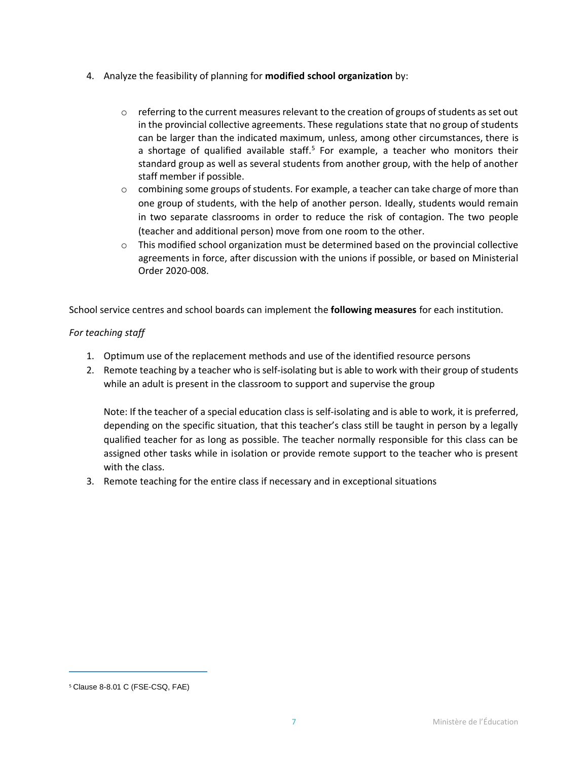4. Analyze the feasibility of planning for **modified school organization** by:

   - referring to the current measures relevant to the creation of groups of students as set out in the provincial collective agreements. These regulations state that no group of students can be larger than the indicated maximum, unless, among other circumstances, there is a shortage of qualified available staff.[5] For example, a teacher who monitors their standard group as well as several students from another group, with the help of another staff member if possible.
   - combining some groups of students. For example, a teacher can take charge of more than one group of students, with the help of another person. Ideally, students would remain in two separate classrooms in order to reduce the risk of contagion. The two people (teacher and additional person) move from one room to the other.
   - This modified school organization must be determined based on the provincial collective agreements in force, after discussion with the unions if possible, or based on Ministerial Order 2020-008.

School service centres and school boards can implement the **following measures** for each institution.

*For teaching staff*

1. Optimum use of the replacement methods and use of the identified resource persons
2. Remote teaching by a teacher who is self-isolating but is able to work with their group of students while an adult is present in the classroom to support and supervise the group

   Note: If the teacher of a special education class is self-isolating and is able to work, it is preferred, depending on the specific situation, that this teacher's class still be taught in person by a legally qualified teacher for as long as possible. The teacher normally responsible for this class can be assigned other tasks while in isolation or provide remote support to the teacher who is present with the class.
3. Remote teaching for the entire class if necessary and in exceptional situations

---

[5] Clause 8-8.01 C (FSE-CSQ, FAE)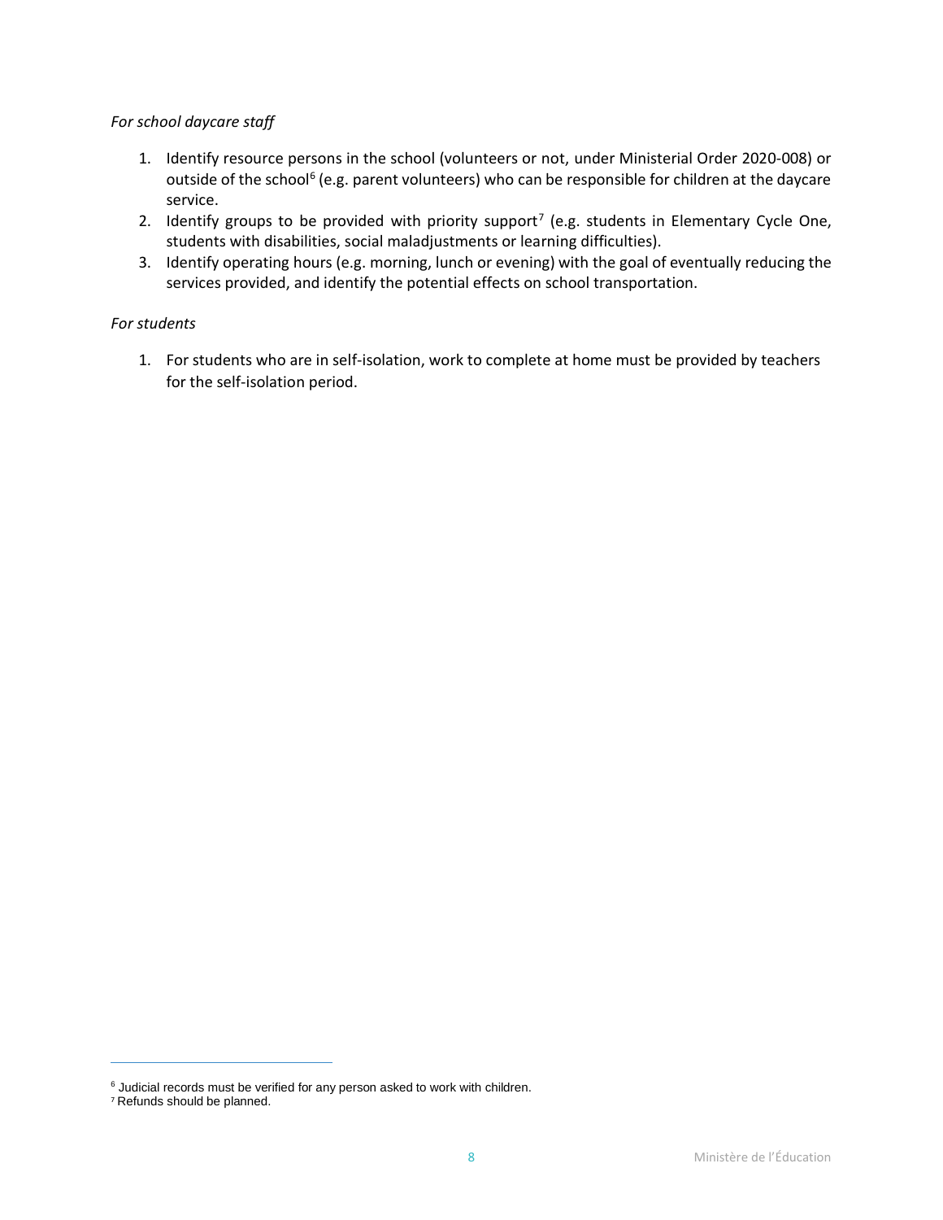*For school daycare staff*

1. Identify resource persons in the school (volunteers or not, under Ministerial Order 2020-008) or outside of the school[6] (e.g. parent volunteers) who can be responsible for children at the daycare service.
2. Identify groups to be provided with priority support[7] (e.g. students in Elementary Cycle One, students with disabilities, social maladjustments or learning difficulties).
3. Identify operating hours (e.g. morning, lunch or evening) with the goal of eventually reducing the services provided, and identify the potential effects on school transportation.

*For students*

1. For students who are in self-isolation, work to complete at home must be provided by teachers for the self-isolation period.

---

[6] Judicial records must be verified for any person asked to work with children.

[7] Refunds should be planned.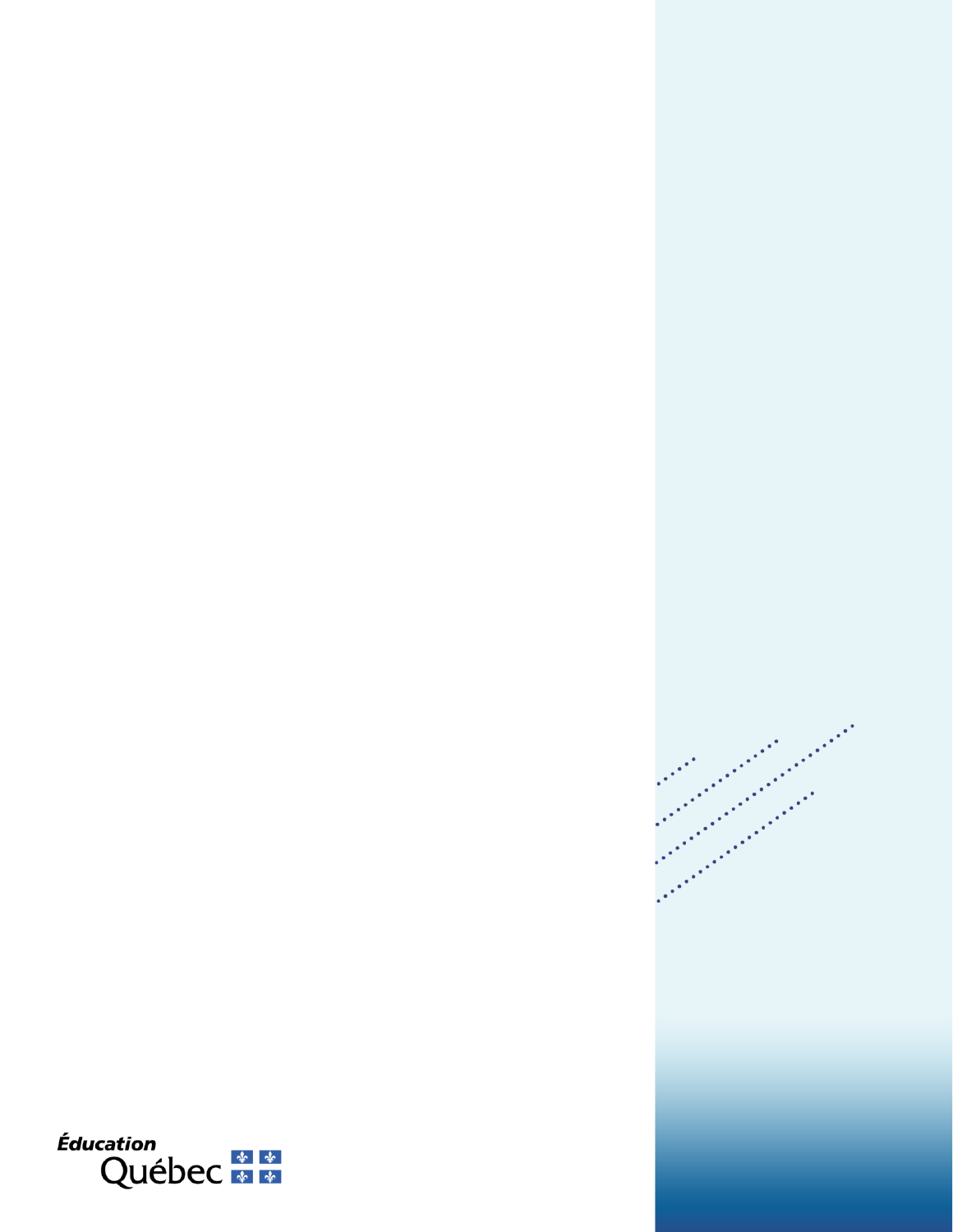Éducation

Québec